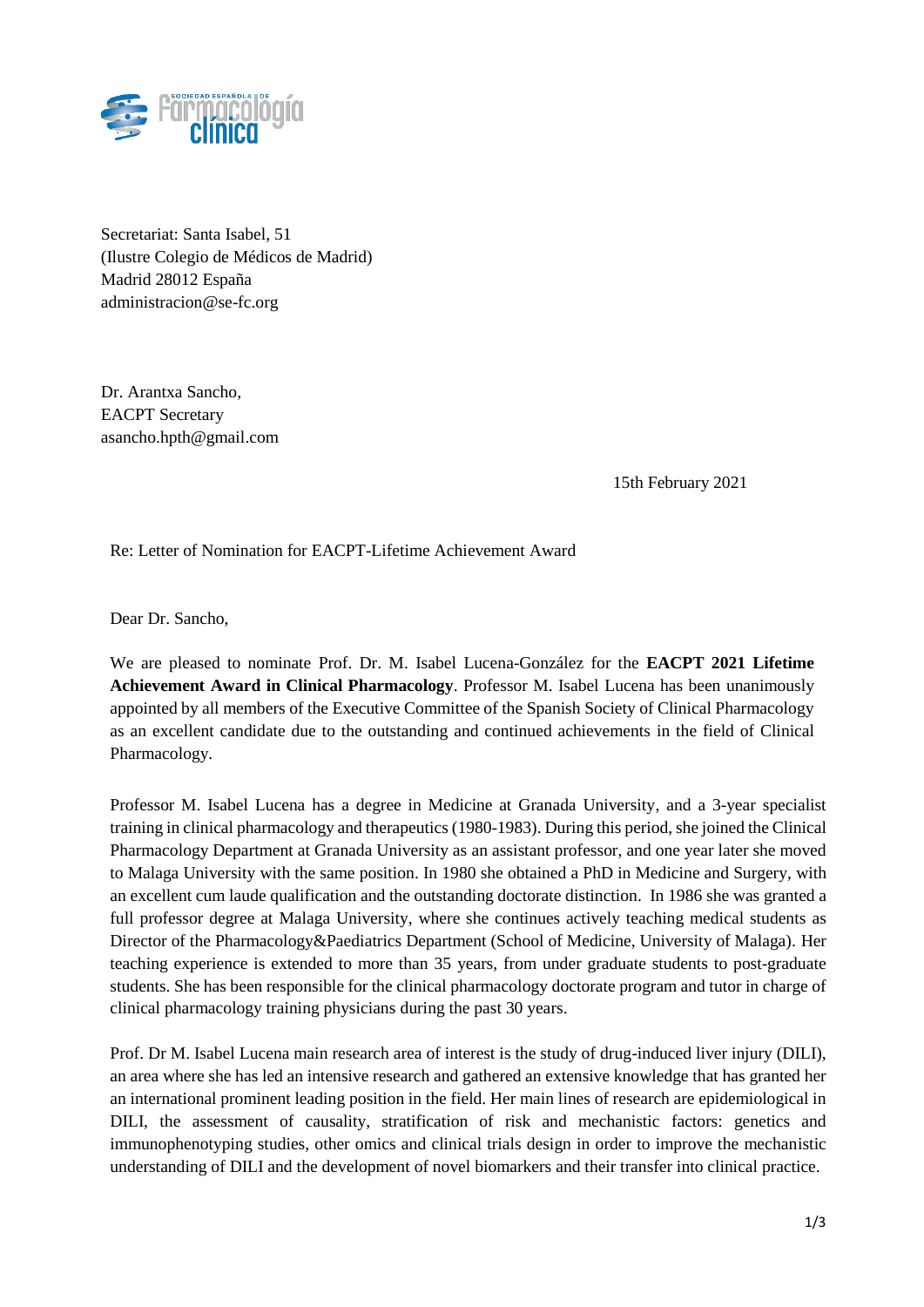Secretariat: Santa Isabel, 51
(Ilustre Colegio de Médicos de Madrid)
Madrid 28012 España
administracion@se-fc.org

Dr. Arantxa Sancho,
EACPT Secretary
asancho.hpth@gmail.com

15th February 2021

Re: Letter of Nomination for EACPT-Lifetime Achievement Award

Dear Dr. Sancho,

We are pleased to nominate Prof. Dr. M. Isabel Lucena-González for the **EACPT 2021 Lifetime Achievement Award in Clinical Pharmacology**. Professor M. Isabel Lucena has been unanimously appointed by all members of the Executive Committee of the Spanish Society of Clinical Pharmacology as an excellent candidate due to the outstanding and continued achievements in the field of Clinical Pharmacology.

Professor M. Isabel Lucena has a degree in Medicine at Granada University, and a 3-year specialist training in clinical pharmacology and therapeutics (1980-1983). During this period, she joined the Clinical Pharmacology Department at Granada University as an assistant professor, and one year later she moved to Malaga University with the same position. In 1980 she obtained a PhD in Medicine and Surgery, with an excellent cum laude qualification and the outstanding doctorate distinction. In 1986 she was granted a full professor degree at Malaga University, where she continues actively teaching medical students as Director of the Pharmacology&Paediatrics Department (School of Medicine, University of Malaga). Her teaching experience is extended to more than 35 years, from under graduate students to post-graduate students. She has been responsible for the clinical pharmacology doctorate program and tutor in charge of clinical pharmacology training physicians during the past 30 years.

Prof. Dr M. Isabel Lucena main research area of interest is the study of drug-induced liver injury (DILI), an area where she has led an intensive research and gathered an extensive knowledge that has granted her an international prominent leading position in the field. Her main lines of research are epidemiological in DILI, the assessment of causality, stratification of risk and mechanistic factors: genetics and immunophenotyping studies, other omics and clinical trials design in order to improve the mechanistic understanding of DILI and the development of novel biomarkers and their transfer into clinical practice.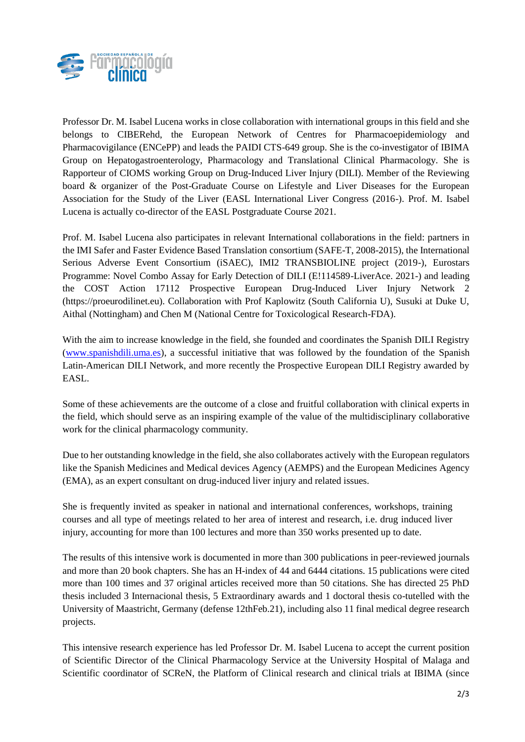Professor Dr. M. Isabel Lucena works in close collaboration with international groups in this field and she belongs to CIBERehd, the European Network of Centres for Pharmacoepidemiology and Pharmacovigilance (ENCePP) and leads the PAIDI CTS-649 group. She is the co-investigator of IBIMA Group on Hepatogastroenterology, Pharmacology and Translational Clinical Pharmacology. She is Rapporteur of CIOMS working Group on Drug-Induced Liver Injury (DILI). Member of the Reviewing board & organizer of the Post-Graduate Course on Lifestyle and Liver Diseases for the European Association for the Study of the Liver (EASL International Liver Congress (2016-). Prof. M. Isabel Lucena is actually co-director of the EASL Postgraduate Course 2021.

Prof. M. Isabel Lucena also participates in relevant International collaborations in the field: partners in the IMI Safer and Faster Evidence Based Translation consortium (SAFE-T, 2008-2015), the International Serious Adverse Event Consortium (iSAEC), IMI2 TRANSBIOLINE project (2019-), Eurostars Programme: Novel Combo Assay for Early Detection of DILI (E!114589-LiverAce. 2021-) and leading the COST Action 17112 Prospective European Drug-Induced Liver Injury Network 2 (https://proeurodilinet.eu). Collaboration with Prof Kaplowitz (South California U), Susuki at Duke U, Aithal (Nottingham) and Chen M (National Centre for Toxicological Research-FDA).

With the aim to increase knowledge in the field, she founded and coordinates the Spanish DILI Registry (www.spanishdili.uma.es), a successful initiative that was followed by the foundation of the Spanish Latin-American DILI Network, and more recently the Prospective European DILI Registry awarded by EASL.

Some of these achievements are the outcome of a close and fruitful collaboration with clinical experts in the field, which should serve as an inspiring example of the value of the multidisciplinary collaborative work for the clinical pharmacology community.

Due to her outstanding knowledge in the field, she also collaborates actively with the European regulators like the Spanish Medicines and Medical devices Agency (AEMPS) and the European Medicines Agency (EMA), as an expert consultant on drug-induced liver injury and related issues.

She is frequently invited as speaker in national and international conferences, workshops, training courses and all type of meetings related to her area of interest and research, i.e. drug induced liver injury, accounting for more than 100 lectures and more than 350 works presented up to date.

The results of this intensive work is documented in more than 300 publications in peer-reviewed journals and more than 20 book chapters. She has an H-index of 44 and 6444 citations. 15 publications were cited more than 100 times and 37 original articles received more than 50 citations. She has directed 25 PhD thesis included 3 Internacional thesis, 5 Extraordinary awards and 1 doctoral thesis co-tutelled with the University of Maastricht, Germany (defense 12thFeb.21), including also 11 final medical degree research projects.

This intensive research experience has led Professor Dr. M. Isabel Lucena to accept the current position of Scientific Director of the Clinical Pharmacology Service at the University Hospital of Malaga and Scientific coordinator of SCReN, the Platform of Clinical research and clinical trials at IBIMA (since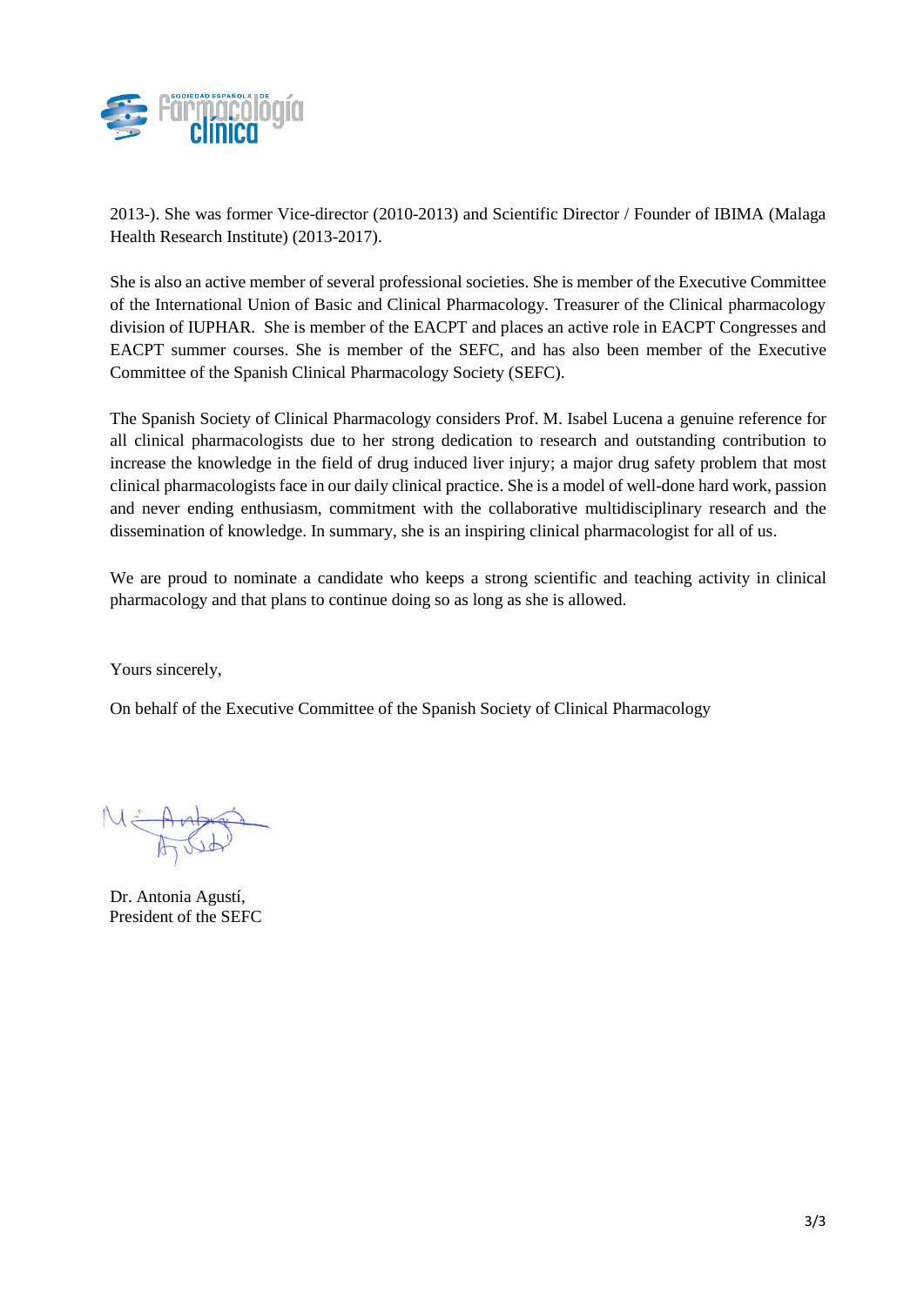2013-). She was former Vice-director (2010-2013) and Scientific Director / Founder of IBIMA (Malaga Health Research Institute) (2013-2017).

She is also an active member of several professional societies. She is member of the Executive Committee of the International Union of Basic and Clinical Pharmacology. Treasurer of the Clinical pharmacology division of IUPHAR. She is member of the EACPT and places an active role in EACPT Congresses and EACPT summer courses. She is member of the SEFC, and has also been member of the Executive Committee of the Spanish Clinical Pharmacology Society (SEFC).

The Spanish Society of Clinical Pharmacology considers Prof. M. Isabel Lucena a genuine reference for all clinical pharmacologists due to her strong dedication to research and outstanding contribution to increase the knowledge in the field of drug induced liver injury; a major drug safety problem that most clinical pharmacologists face in our daily clinical practice. She is a model of well-done hard work, passion and never ending enthusiasm, commitment with the collaborative multidisciplinary research and the dissemination of knowledge. In summary, she is an inspiring clinical pharmacologist for all of us.

We are proud to nominate a candidate who keeps a strong scientific and teaching activity in clinical pharmacology and that plans to continue doing so as long as she is allowed.

Yours sincerely,

On behalf of the Executive Committee of the Spanish Society of Clinical Pharmacology

Dr. Antonia Agustí,
President of the SEFC